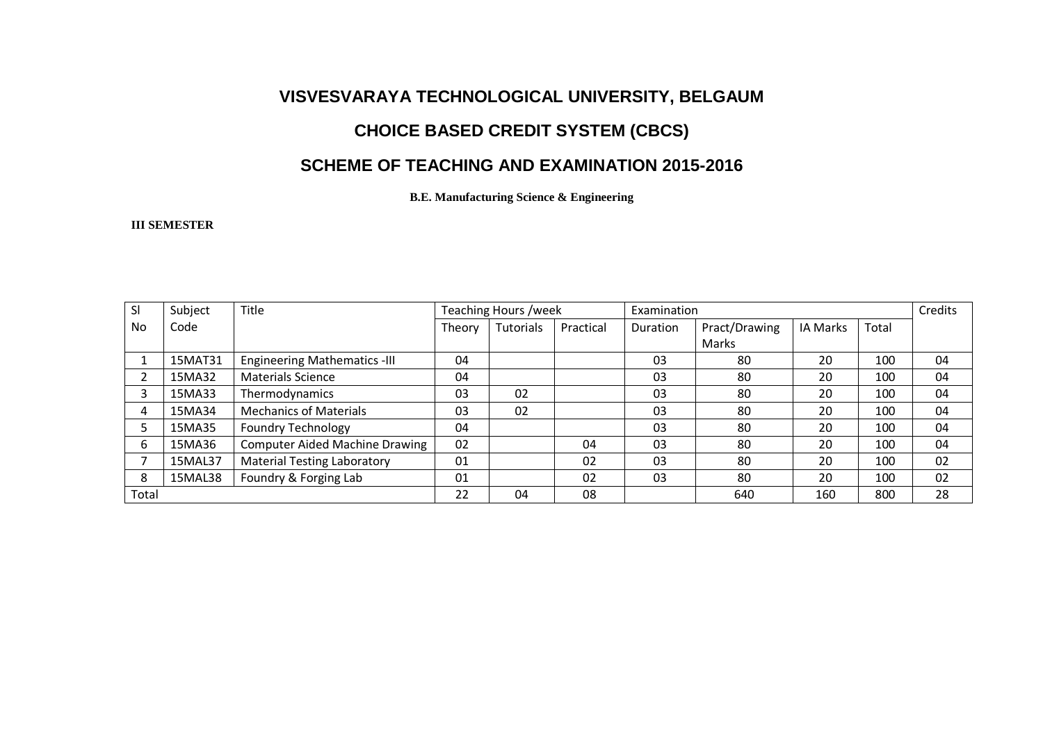# VISVESVARAYA TECHNOLOGICAL UNIVERSITY, BELGAUM

## CHOICE BASED CREDIT SYSTEM (CBCS)

## SCHEME OF TEACHING AND EXAMINATION 2015-2016

**B.E. Manufacturing Science & Engineering**

**III SEMESTER**

| Sl No | Subject Code | Title | Teaching Hours /week | | | Examination | | | | Credits |
|---|---|---|---|---|---|---|---|---|---|---|
| | | | Theory | Tutorials | Practical | Duration | Pract/Drawing Marks | IA Marks | Total | |
| 1 | 15MAT31 | Engineering Mathematics -III | 04 | | | 03 | 80 | 20 | 100 | 04 |
| 2 | 15MA32 | Materials Science | 04 | | | 03 | 80 | 20 | 100 | 04 |
| 3 | 15MA33 | Thermodynamics | 03 | 02 | | 03 | 80 | 20 | 100 | 04 |
| 4 | 15MA34 | Mechanics of Materials | 03 | 02 | | 03 | 80 | 20 | 100 | 04 |
| 5 | 15MA35 | Foundry Technology | 04 | | | 03 | 80 | 20 | 100 | 04 |
| 6 | 15MA36 | Computer Aided Machine Drawing | 02 | | 04 | 03 | 80 | 20 | 100 | 04 |
| 7 | 15MAL37 | Material Testing Laboratory | 01 | | 02 | 03 | 80 | 20 | 100 | 02 |
| 8 | 15MAL38 | Foundry & Forging Lab | 01 | | 02 | 03 | 80 | 20 | 100 | 02 |
| Total | | | 22 | 04 | 08 | | 640 | 160 | 800 | 28 |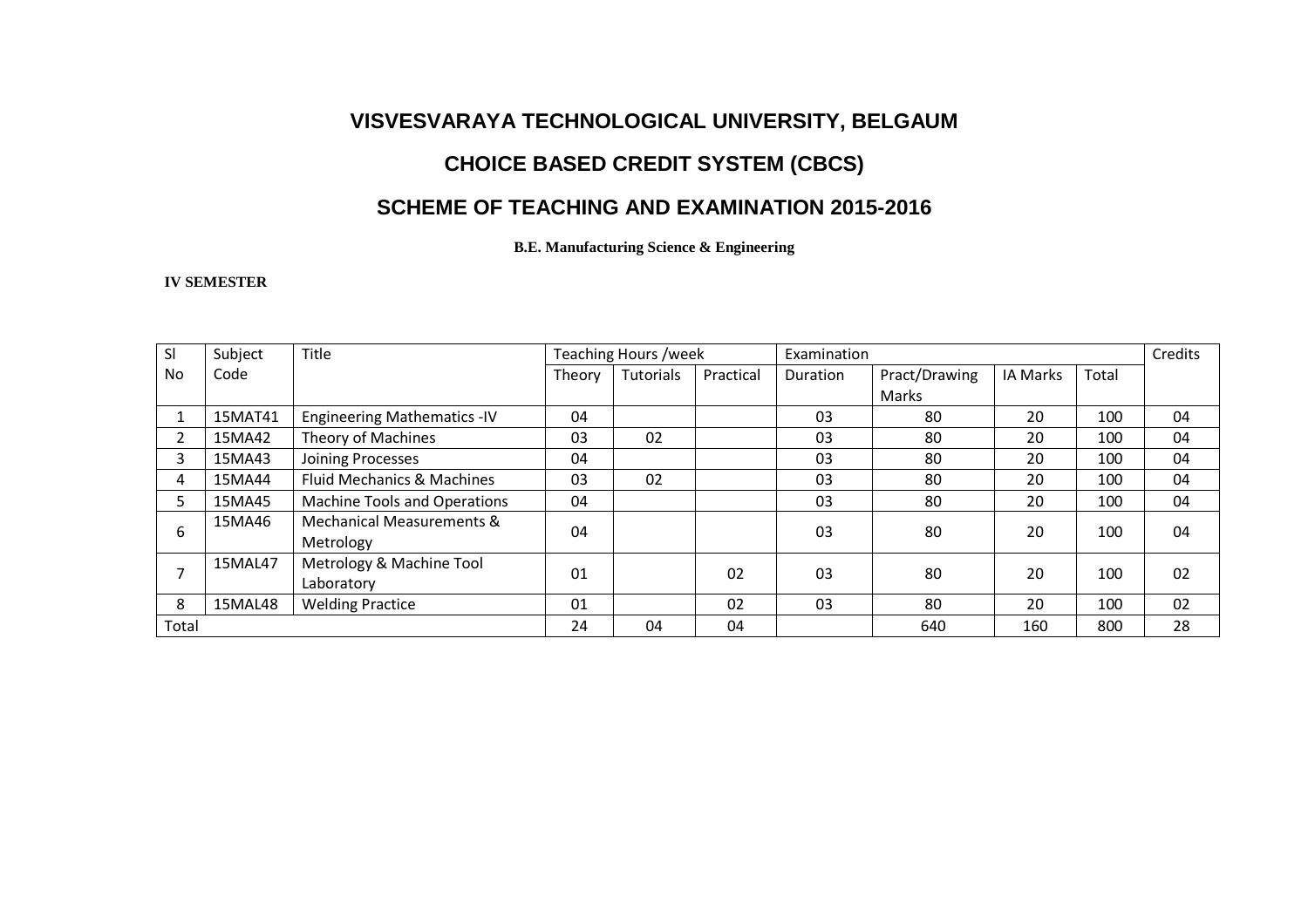## VISVESVARAYA TECHNOLOGICAL UNIVERSITY, BELGAUM

## CHOICE BASED CREDIT SYSTEM (CBCS)

## SCHEME OF TEACHING AND EXAMINATION 2015-2016

**B.E. Manufacturing Science & Engineering**

**IV SEMESTER**

| Sl No | Subject Code | Title | Teaching Hours /week | | | Examination | | | | Credits |
|---|---|---|---|---|---|---|---|---|---|---|
| | | | Theory | Tutorials | Practical | Duration | Pract/Drawing Marks | IA Marks | Total | |
| 1 | 15MAT41 | Engineering Mathematics -IV | 04 | | | 03 | 80 | 20 | 100 | 04 |
| 2 | 15MA42 | Theory of Machines | 03 | 02 | | 03 | 80 | 20 | 100 | 04 |
| 3 | 15MA43 | Joining Processes | 04 | | | 03 | 80 | 20 | 100 | 04 |
| 4 | 15MA44 | Fluid Mechanics & Machines | 03 | 02 | | 03 | 80 | 20 | 100 | 04 |
| 5 | 15MA45 | Machine Tools and Operations | 04 | | | 03 | 80 | 20 | 100 | 04 |
| 6 | 15MA46 | Mechanical Measurements & Metrology | 04 | | | 03 | 80 | 20 | 100 | 04 |
| 7 | 15MAL47 | Metrology & Machine Tool Laboratory | 01 | | 02 | 03 | 80 | 20 | 100 | 02 |
| 8 | 15MAL48 | Welding Practice | 01 | | 02 | 03 | 80 | 20 | 100 | 02 |
| Total | | | 24 | 04 | 04 | | 640 | 160 | 800 | 28 |